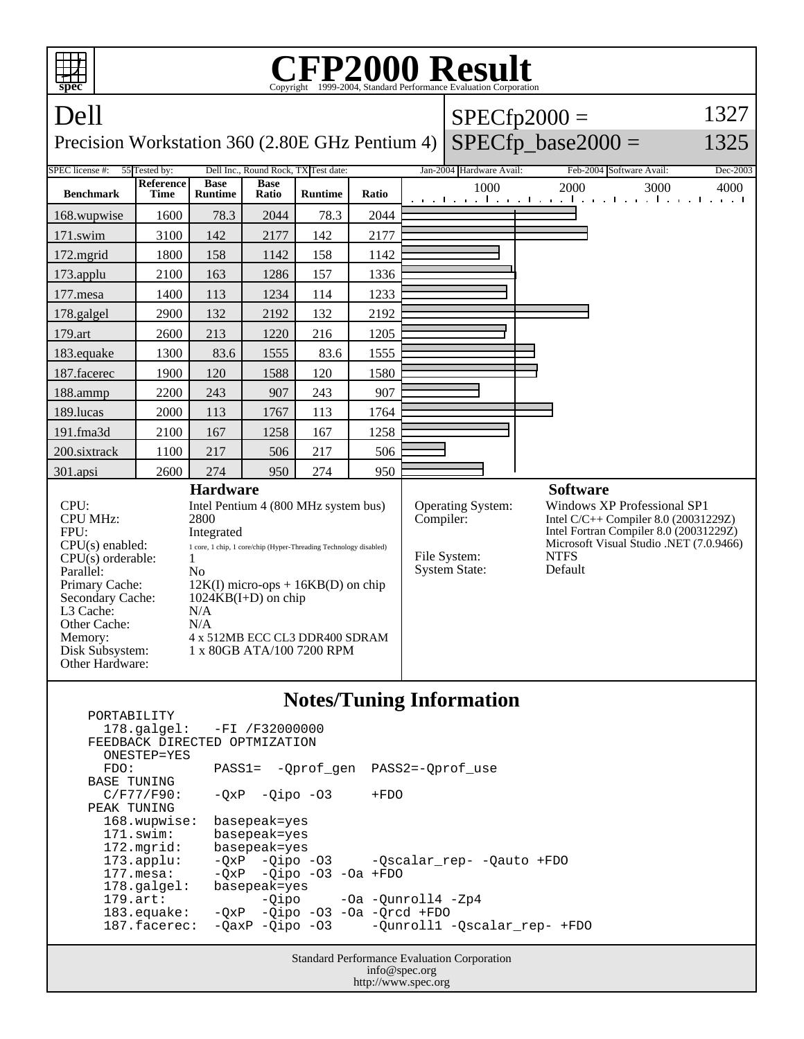# CFP2000 Result

Copyright 1999-2004, Standard Performance Evaluation Corporation

## Dell

Precision Workstation 360 (2.80E GHz Pentium 4)

SPECfp2000 = 1327

SPECfp_base2000 = 1325

SPEC license #: 55 | Tested by: Dell Inc., Round Rock, TX | Test date: Jan-2004 | Hardware Avail: Feb-2004 | Software Avail: Dec-2003

| Benchmark | Reference Time | Base Runtime | Base Ratio | Runtime | Ratio |
|---|---|---|---|---|---|
| 168.wupwise | 1600 | 78.3 | 2044 | 78.3 | 2044 |
| 171.swim | 3100 | 142 | 2177 | 142 | 2177 |
| 172.mgrid | 1800 | 158 | 1142 | 158 | 1142 |
| 173.applu | 2100 | 163 | 1286 | 157 | 1336 |
| 177.mesa | 1400 | 113 | 1234 | 114 | 1233 |
| 178.galgel | 2900 | 132 | 2192 | 132 | 2192 |
| 179.art | 2600 | 213 | 1220 | 216 | 1205 |
| 183.equake | 1300 | 83.6 | 1555 | 83.6 | 1555 |
| 187.facerec | 1900 | 120 | 1588 | 120 | 1580 |
| 188.ammp | 2200 | 243 | 907 | 243 | 907 |
| 189.lucas | 2000 | 113 | 1767 | 113 | 1764 |
| 191.fma3d | 2100 | 167 | 1258 | 167 | 1258 |
| 200.sixtrack | 1100 | 217 | 506 | 217 | 506 |
| 301.apsi | 2600 | 274 | 950 | 274 | 950 |

### Hardware

| | |
|---|---|
| CPU: | Intel Pentium 4 (800 MHz system bus) |
| CPU MHz: | 2800 |
| FPU: | Integrated |
| CPU(s) enabled: | 1 core, 1 chip, 1 core/chip (Hyper-Threading Technology disabled) |
| CPU(s) orderable: | 1 |
| Parallel: | No |
| Primary Cache: | 12K(I) micro-ops + 16KB(D) on chip |
| Secondary Cache: | 1024KB(I+D) on chip |
| L3 Cache: | N/A |
| Other Cache: | N/A |
| Memory: | 4 x 512MB ECC CL3 DDR400 SDRAM |
| Disk Subsystem: | 1 x 80GB ATA/100 7200 RPM |
| Other Hardware: | |

### Software

| | |
|---|---|
| Operating System: | Windows XP Professional SP1 |
| Compiler: | Intel C/C++ Compiler 8.0 (20031229Z)<br>Intel Fortran Compiler 8.0 (20031229Z)<br>Microsoft Visual Studio .NET (7.0.9466) |
| File System: | NTFS |
| System State: | Default |

### Notes/Tuning Information

```
PORTABILITY
  178.galgel:   -FI /F32000000
FEEDBACK DIRECTED OPTMIZATION
  ONESTEP=YES
  FDO:          PASS1=  -Qprof_gen  PASS2=-Qprof_use
BASE TUNING
  C/F77/F90:    -QxP  -Qipo -O3     +FDO
PEAK TUNING
  168.wupwise:  basepeak=yes
  171.swim:     basepeak=yes
  172.mgrid:    basepeak=yes
  173.applu:    -QxP  -Qipo -O3     -Qscalar_rep- -Qauto +FDO
  177.mesa:     -QxP  -Qipo -O3 -Oa +FDO
  178.galgel:   basepeak=yes
  179.art:            -Qipo     -Oa -Qunroll4 -Zp4
  183.equake:   -QxP  -Qipo -O3 -Oa -Qrcd +FDO
  187.facerec:  -QaxP -Qipo -O3     -Qunroll1 -Qscalar_rep- +FDO
```

Standard Performance Evaluation Corporation
info@spec.org
http://www.spec.org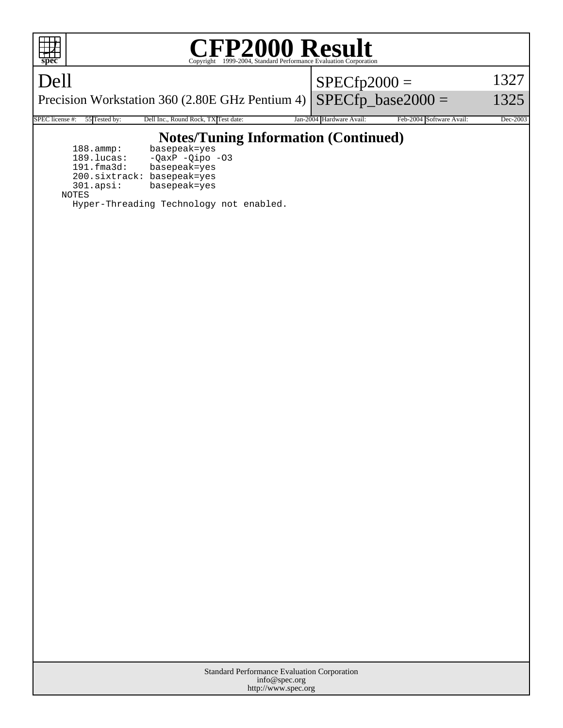# CFP2000 Result

Copyright 1999-2004, Standard Performance Evaluation Corporation

**Dell**

Precision Workstation 360 (2.80E GHz Pentium 4)

SPECfp2000 = 1327

SPECfp_base2000 = 1325

| SPEC license #: | 55 | Tested by: | Dell Inc., Round Rock, TX | Test date: | Jan-2004 | Hardware Avail: | Feb-2004 | Software Avail: | Dec-2003 |
|---|---|---|---|---|---|---|---|---|---|

## Notes/Tuning Information (Continued)

```
    188.ammp:      basepeak=yes
    189.lucas:     -QaxP -Qipo -O3
    191.fma3d:     basepeak=yes
    200.sixtrack:  basepeak=yes
    301.apsi:      basepeak=yes
 NOTES
    Hyper-Threading Technology not enabled.
```

Standard Performance Evaluation Corporation
info@spec.org
http://www.spec.org